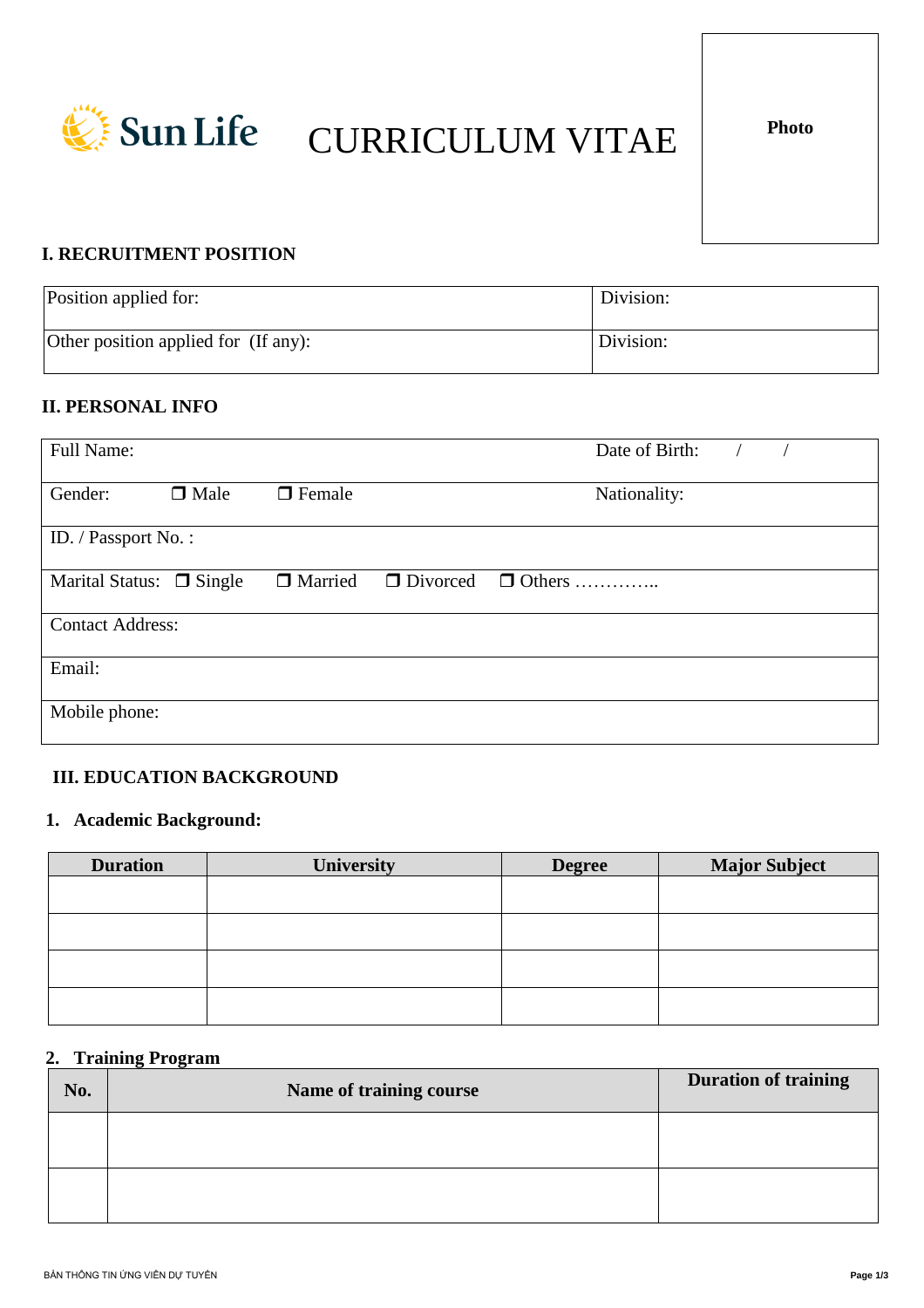Sun Life

# CURRICULUM VITAE

Photo

## I. RECRUITMENT POSITION

| Position applied for: | Division: |
|---|---|
| Other position applied for (If any): | Division: |

## II. PERSONAL INFO

| Full Name: | Date of Birth: / / |
|---|---|
| Gender: ❒ Male ❒ Female | Nationality: |
| ID. / Passport No. : | |
| Marital Status: ❒ Single ❒ Married ❒ Divorced ❒ Others ………….. | |
| Contact Address: | |
| Email: | |
| Mobile phone: | |

## III. EDUCATION BACKGROUND

### 1. Academic Background:

| Duration | University | Degree | Major Subject |
|---|---|---|---|
| | | | |
| | | | |
| | | | |
| | | | |

### 2. Training Program

| No. | Name of training course | Duration of training |
|---|---|---|
| | | |
| | | |

BẢN THÔNG TIN ỨNG VIÊN DỰ TUYỂN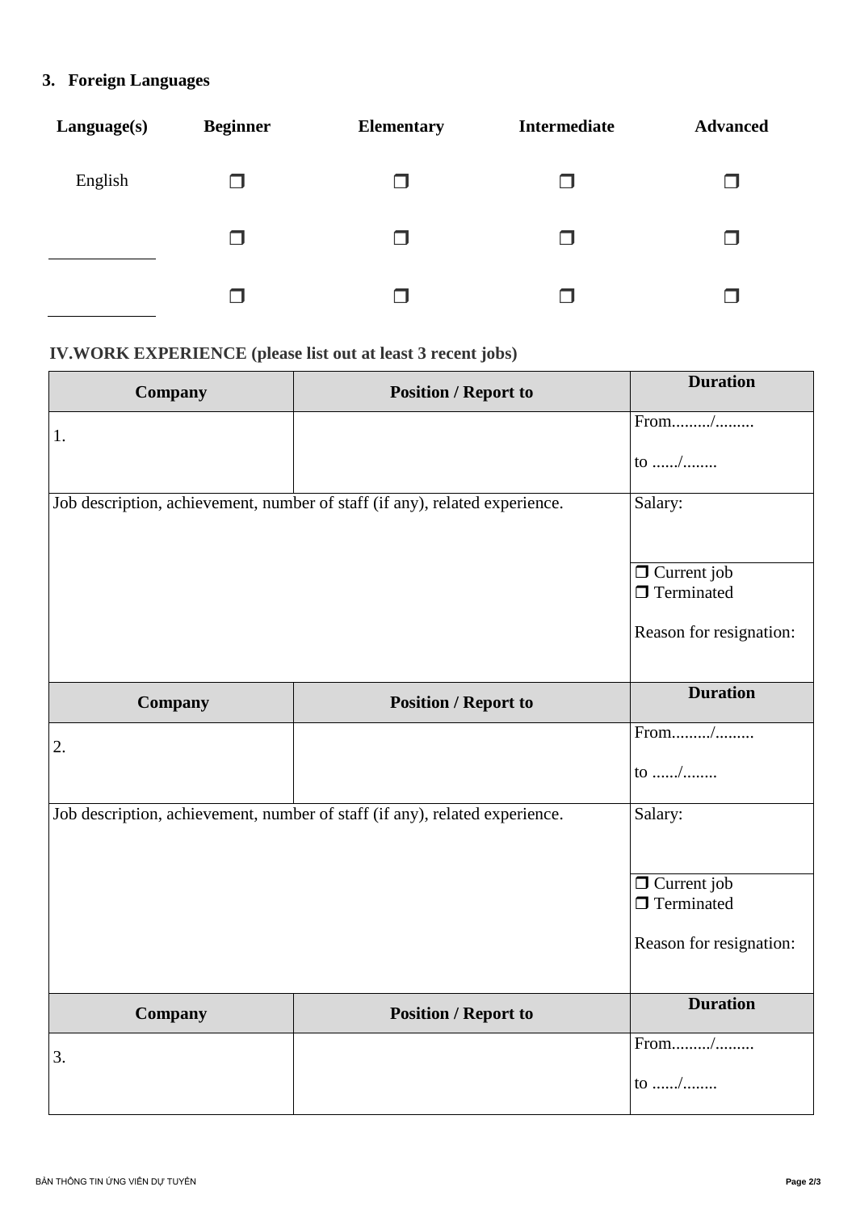### 3. Foreign Languages

| Language(s) | Beginner | Elementary | Intermediate | Advanced |
|---|---|---|---|---|
| English | ❒ | ❒ | ❒ | ❒ |
| ____________ | ❒ | ❒ | ❒ | ❒ |
| ____________ | ❒ | ❒ | ❒ | ❒ |

## IV.WORK EXPERIENCE (please list out at least 3 recent jobs)

| Company | Position / Report to | Duration |
|---|---|---|
| 1. | | From........./.........<br>to ....../........ |
| Job description, achievement, number of staff (if any), related experience. | | Salary: |
| | | ❒ Current job<br>❒ Terminated<br>Reason for resignation: |
| **Company** | **Position / Report to** | **Duration** |
| 2. | | From........./.........<br>to ....../........ |
| Job description, achievement, number of staff (if any), related experience. | | Salary: |
| | | ❒ Current job<br>❒ Terminated<br>Reason for resignation: |
| **Company** | **Position / Report to** | **Duration** |
| 3. | | From........./.........<br>to ....../........ |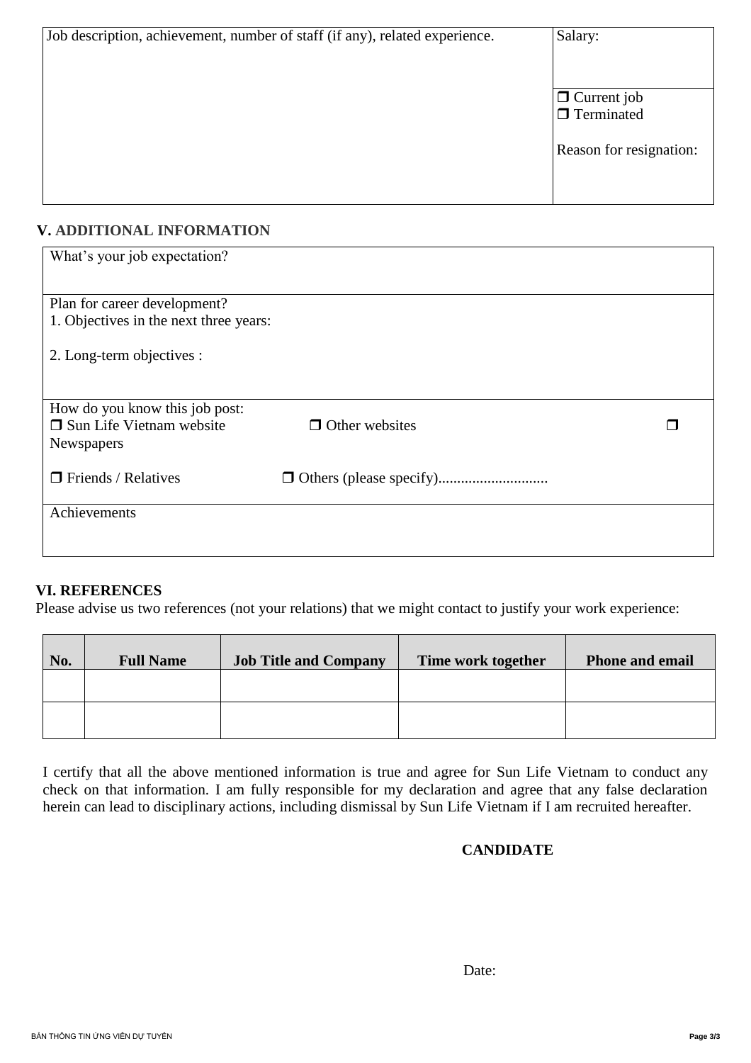| Job description, achievement, number of staff (if any), related experience. | Salary: |
|---|---|
| | ❒ Current job<br>❒ Terminated<br><br>Reason for resignation: |

## V. ADDITIONAL INFORMATION

| |
|---|
| What's your job expectation? |
| Plan for career development?<br>1. Objectives in the next three years:<br><br>2. Long-term objectives : |
| How do you know this job post:<br>❒ Sun Life Vietnam website ❒ Other websites ❒ Newspapers<br><br>❒ Friends / Relatives ❒ Others (please specify)............................ |
| Achievements |

## VI. REFERENCES

Please advise us two references (not your relations) that we might contact to justify your work experience:

| No. | Full Name | Job Title and Company | Time work together | Phone and email |
|---|---|---|---|---|
| | | | | |
| | | | | |

I certify that all the above mentioned information is true and agree for Sun Life Vietnam to conduct any check on that information. I am fully responsible for my declaration and agree that any false declaration herein can lead to disciplinary actions, including dismissal by Sun Life Vietnam if I am recruited hereafter.

**CANDIDATE**

Date: